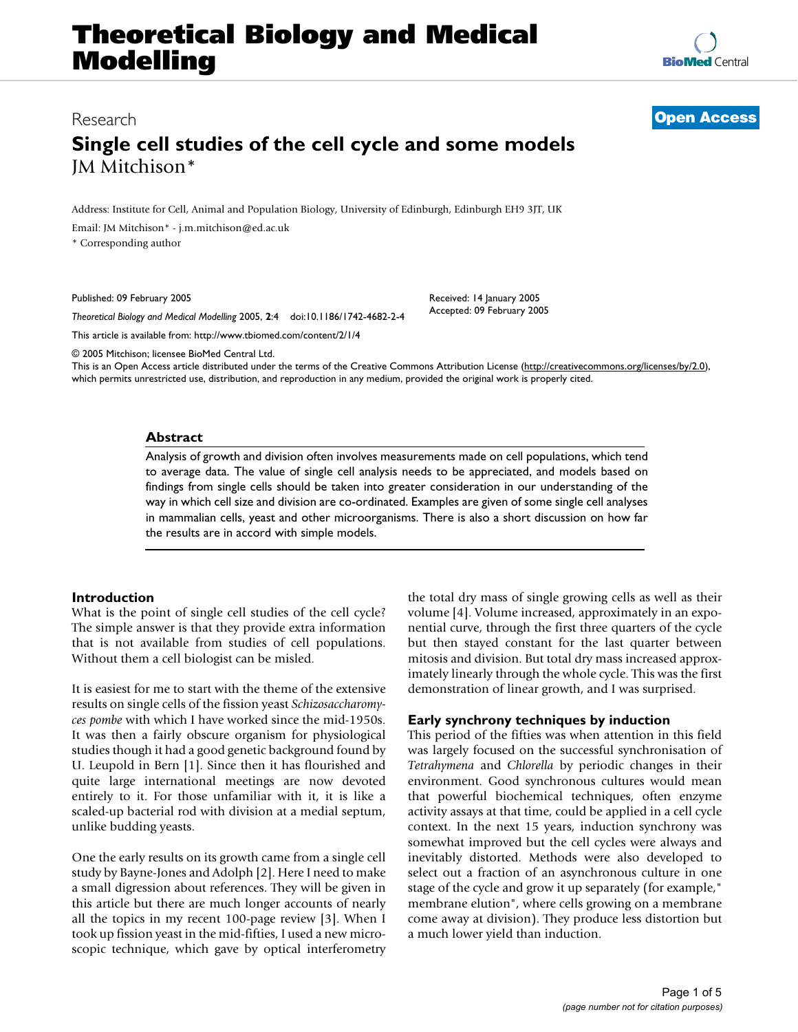# Theoretical Biology and Medical Modelling

Research

**Open Access**

# Single cell studies of the cell cycle and some models

JM Mitchison*

Address: Institute for Cell, Animal and Population Biology, University of Edinburgh, Edinburgh EH9 3JT, UK

Email: JM Mitchison* - j.m.mitchison@ed.ac.uk

* Corresponding author

Published: 09 February 2005

*Theoretical Biology and Medical Modelling* 2005, **2**:4 doi:10.1186/1742-4682-2-4

Received: 14 January 2005
Accepted: 09 February 2005

This article is available from: http://www.tbiomed.com/content/2/1/4

© 2005 Mitchison; licensee BioMed Central Ltd.
This is an Open Access article distributed under the terms of the Creative Commons Attribution License (http://creativecommons.org/licenses/by/2.0), which permits unrestricted use, distribution, and reproduction in any medium, provided the original work is properly cited.

## Abstract

Analysis of growth and division often involves measurements made on cell populations, which tend to average data. The value of single cell analysis needs to be appreciated, and models based on findings from single cells should be taken into greater consideration in our understanding of the way in which cell size and division are co-ordinated. Examples are given of some single cell analyses in mammalian cells, yeast and other microorganisms. There is also a short discussion on how far the results are in accord with simple models.

## Introduction

What is the point of single cell studies of the cell cycle? The simple answer is that they provide extra information that is not available from studies of cell populations. Without them a cell biologist can be misled.

It is easiest for me to start with the theme of the extensive results on single cells of the fission yeast *Schizosaccharomyces pombe* with which I have worked since the mid-1950s. It was then a fairly obscure organism for physiological studies though it had a good genetic background found by U. Leupold in Bern [1]. Since then it has flourished and quite large international meetings are now devoted entirely to it. For those unfamiliar with it, it is like a scaled-up bacterial rod with division at a medial septum, unlike budding yeasts.

One the early results on its growth came from a single cell study by Bayne-Jones and Adolph [2]. Here I need to make a small digression about references. They will be given in this article but there are much longer accounts of nearly all the topics in my recent 100-page review [3]. When I took up fission yeast in the mid-fifties, I used a new microscopic technique, which gave by optical interferometry the total dry mass of single growing cells as well as their volume [4]. Volume increased, approximately in an exponential curve, through the first three quarters of the cycle but then stayed constant for the last quarter between mitosis and division. But total dry mass increased approximately linearly through the whole cycle. This was the first demonstration of linear growth, and I was surprised.

## Early synchrony techniques by induction

This period of the fifties was when attention in this field was largely focused on the successful synchronisation of *Tetrahymena* and *Chlorella* by periodic changes in their environment. Good synchronous cultures would mean that powerful biochemical techniques, often enzyme activity assays at that time, could be applied in a cell cycle context. In the next 15 years, induction synchrony was somewhat improved but the cell cycles were always and inevitably distorted. Methods were also developed to select out a fraction of an asynchronous culture in one stage of the cycle and grow it up separately (for example," membrane elution", where cells growing on a membrane come away at division). They produce less distortion but a much lower yield than induction.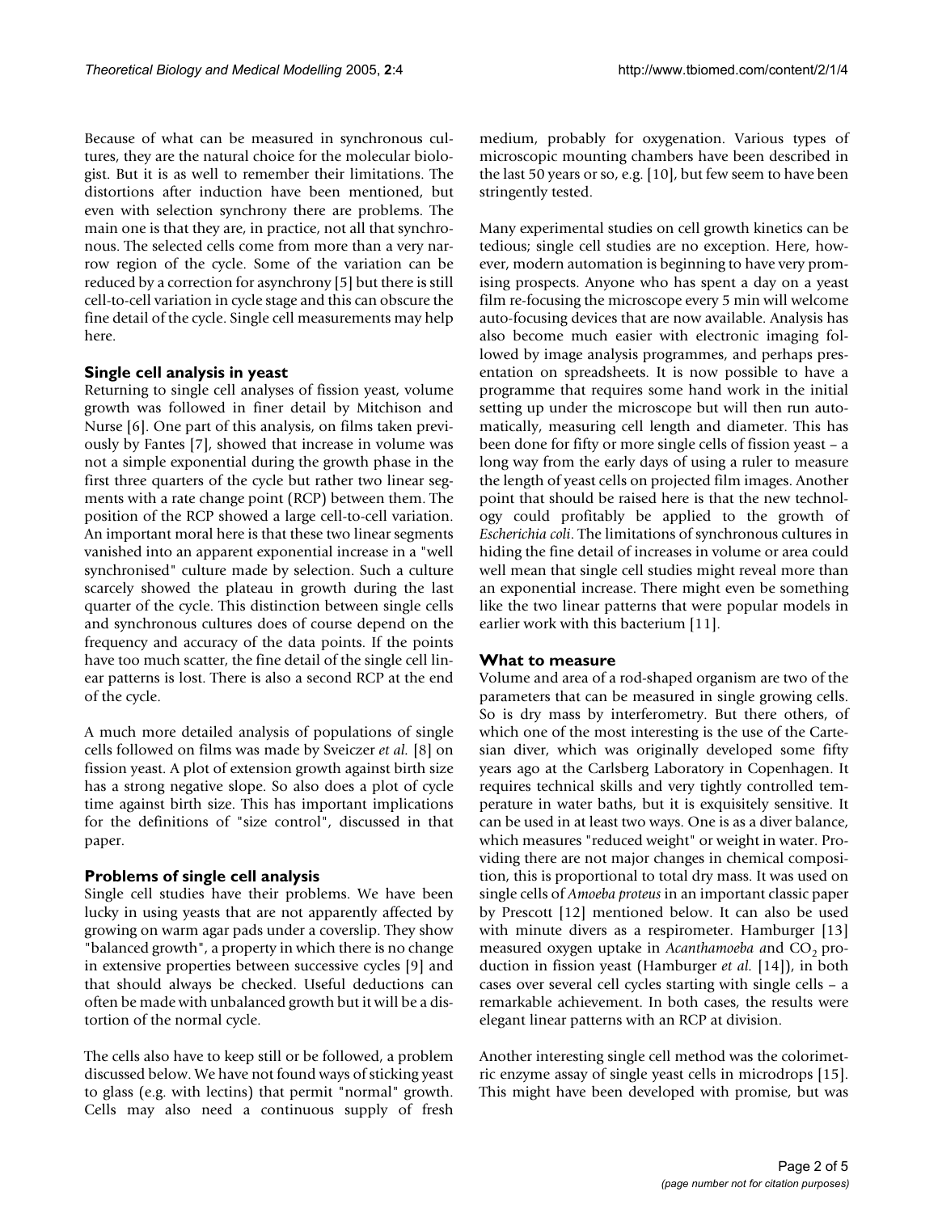Because of what can be measured in synchronous cultures, they are the natural choice for the molecular biologist. But it is as well to remember their limitations. The distortions after induction have been mentioned, but even with selection synchrony there are problems. The main one is that they are, in practice, not all that synchronous. The selected cells come from more than a very narrow region of the cycle. Some of the variation can be reduced by a correction for asynchrony [5] but there is still cell-to-cell variation in cycle stage and this can obscure the fine detail of the cycle. Single cell measurements may help here.

## Single cell analysis in yeast

Returning to single cell analyses of fission yeast, volume growth was followed in finer detail by Mitchison and Nurse [6]. One part of this analysis, on films taken previously by Fantes [7], showed that increase in volume was not a simple exponential during the growth phase in the first three quarters of the cycle but rather two linear segments with a rate change point (RCP) between them. The position of the RCP showed a large cell-to-cell variation. An important moral here is that these two linear segments vanished into an apparent exponential increase in a "well synchronised" culture made by selection. Such a culture scarcely showed the plateau in growth during the last quarter of the cycle. This distinction between single cells and synchronous cultures does of course depend on the frequency and accuracy of the data points. If the points have too much scatter, the fine detail of the single cell linear patterns is lost. There is also a second RCP at the end of the cycle.

A much more detailed analysis of populations of single cells followed on films was made by Sveiczer *et al.* [8] on fission yeast. A plot of extension growth against birth size has a strong negative slope. So also does a plot of cycle time against birth size. This has important implications for the definitions of "size control", discussed in that paper.

## Problems of single cell analysis

Single cell studies have their problems. We have been lucky in using yeasts that are not apparently affected by growing on warm agar pads under a coverslip. They show "balanced growth", a property in which there is no change in extensive properties between successive cycles [9] and that should always be checked. Useful deductions can often be made with unbalanced growth but it will be a distortion of the normal cycle.

The cells also have to keep still or be followed, a problem discussed below. We have not found ways of sticking yeast to glass (e.g. with lectins) that permit "normal" growth. Cells may also need a continuous supply of fresh medium, probably for oxygenation. Various types of microscopic mounting chambers have been described in the last 50 years or so, e.g. [10], but few seem to have been stringently tested.

Many experimental studies on cell growth kinetics can be tedious; single cell studies are no exception. Here, however, modern automation is beginning to have very promising prospects. Anyone who has spent a day on a yeast film re-focusing the microscope every 5 min will welcome auto-focusing devices that are now available. Analysis has also become much easier with electronic imaging followed by image analysis programmes, and perhaps presentation on spreadsheets. It is now possible to have a programme that requires some hand work in the initial setting up under the microscope but will then run automatically, measuring cell length and diameter. This has been done for fifty or more single cells of fission yeast – a long way from the early days of using a ruler to measure the length of yeast cells on projected film images. Another point that should be raised here is that the new technology could profitably be applied to the growth of *Escherichia coli*. The limitations of synchronous cultures in hiding the fine detail of increases in volume or area could well mean that single cell studies might reveal more than an exponential increase. There might even be something like the two linear patterns that were popular models in earlier work with this bacterium [11].

## What to measure

Volume and area of a rod-shaped organism are two of the parameters that can be measured in single growing cells. So is dry mass by interferometry. But there others, of which one of the most interesting is the use of the Cartesian diver, which was originally developed some fifty years ago at the Carlsberg Laboratory in Copenhagen. It requires technical skills and very tightly controlled temperature in water baths, but it is exquisitely sensitive. It can be used in at least two ways. One is as a diver balance, which measures "reduced weight" or weight in water. Providing there are not major changes in chemical composition, this is proportional to total dry mass. It was used on single cells of *Amoeba proteus* in an important classic paper by Prescott [12] mentioned below. It can also be used with minute divers as a respirometer. Hamburger [13] measured oxygen uptake in *Acanthamoeba* and $CO_2$ production in fission yeast (Hamburger *et al.* [14]), in both cases over several cell cycles starting with single cells – a remarkable achievement. In both cases, the results were elegant linear patterns with an RCP at division.

Another interesting single cell method was the colorimetric enzyme assay of single yeast cells in microdrops [15]. This might have been developed with promise, but was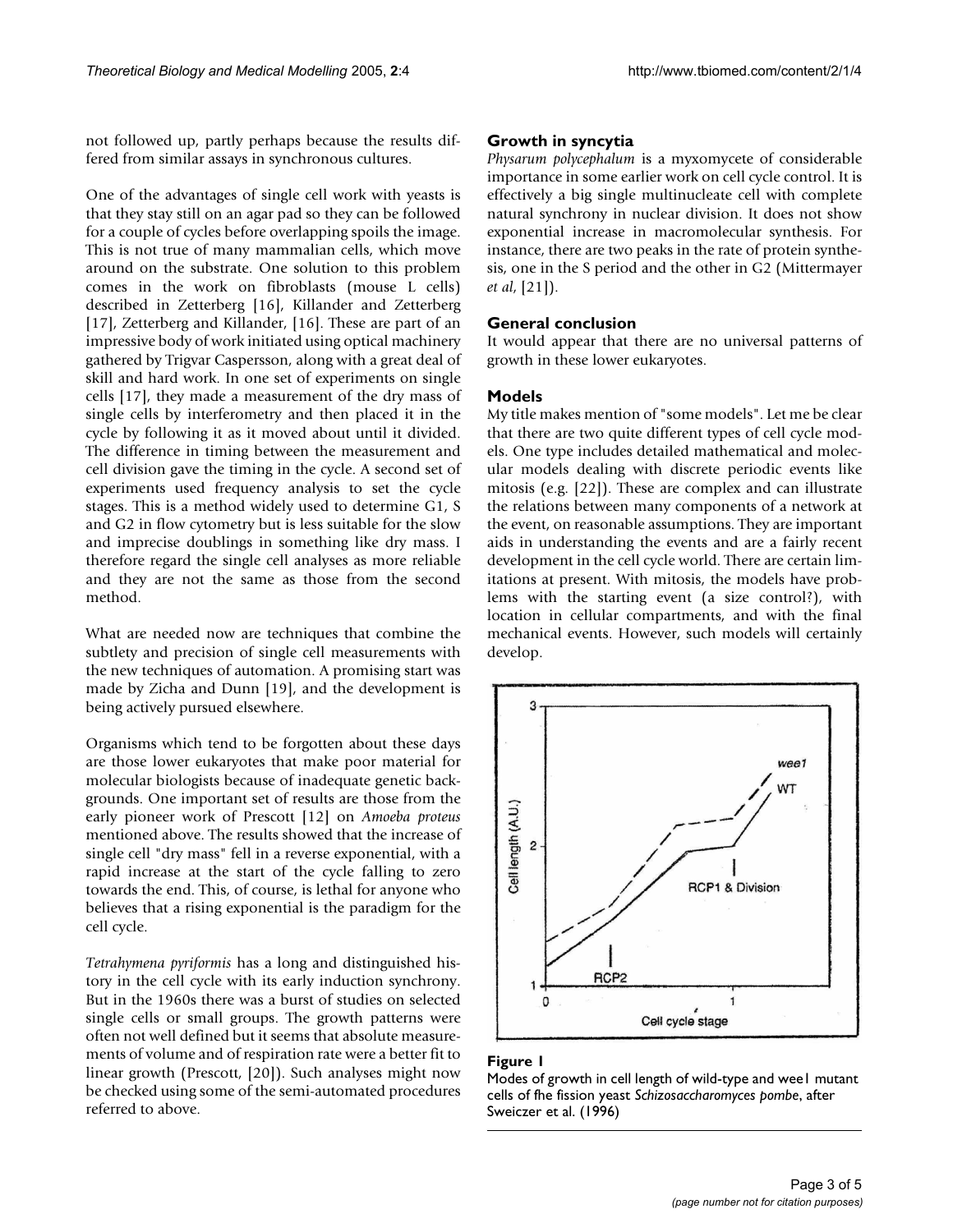not followed up, partly perhaps because the results differed from similar assays in synchronous cultures.

One of the advantages of single cell work with yeasts is that they stay still on an agar pad so they can be followed for a couple of cycles before overlapping spoils the image. This is not true of many mammalian cells, which move around on the substrate. One solution to this problem comes in the work on fibroblasts (mouse L cells) described in Zetterberg [16], Killander and Zetterberg [17], Zetterberg and Killander, [16]. These are part of an impressive body of work initiated using optical machinery gathered by Trigvar Caspersson, along with a great deal of skill and hard work. In one set of experiments on single cells [17], they made a measurement of the dry mass of single cells by interferometry and then placed it in the cycle by following it as it moved about until it divided. The difference in timing between the measurement and cell division gave the timing in the cycle. A second set of experiments used frequency analysis to set the cycle stages. This is a method widely used to determine G1, S and G2 in flow cytometry but is less suitable for the slow and imprecise doublings in something like dry mass. I therefore regard the single cell analyses as more reliable and they are not the same as those from the second method.

What are needed now are techniques that combine the subtlety and precision of single cell measurements with the new techniques of automation. A promising start was made by Zicha and Dunn [19], and the development is being actively pursued elsewhere.

Organisms which tend to be forgotten about these days are those lower eukaryotes that make poor material for molecular biologists because of inadequate genetic backgrounds. One important set of results are those from the early pioneer work of Prescott [12] on *Amoeba proteus* mentioned above. The results showed that the increase of single cell "dry mass" fell in a reverse exponential, with a rapid increase at the start of the cycle falling to zero towards the end. This, of course, is lethal for anyone who believes that a rising exponential is the paradigm for the cell cycle.

*Tetrahymena pyriformis* has a long and distinguished history in the cell cycle with its early induction synchrony. But in the 1960s there was a burst of studies on selected single cells or small groups. The growth patterns were often not well defined but it seems that absolute measurements of volume and of respiration rate were a better fit to linear growth (Prescott, [20]). Such analyses might now be checked using some of the semi-automated procedures referred to above.

## Growth in syncytia

*Physarum polycephalum* is a myxomycete of considerable importance in some earlier work on cell cycle control. It is effectively a big single multinucleate cell with complete natural synchrony in nuclear division. It does not show exponential increase in macromolecular synthesis. For instance, there are two peaks in the rate of protein synthesis, one in the S period and the other in G2 (Mittermayer *et al*, [21]).

## General conclusion

It would appear that there are no universal patterns of growth in these lower eukaryotes.

## Models

My title makes mention of "some models". Let me be clear that there are two quite different types of cell cycle models. One type includes detailed mathematical and molecular models dealing with discrete periodic events like mitosis (e.g. [22]). These are complex and can illustrate the relations between many components of a network at the event, on reasonable assumptions. They are important aids in understanding the events and are a fairly recent development in the cell cycle world. There are certain limitations at present. With mitosis, the models have problems with the starting event (a size control?), with location in cellular compartments, and with the final mechanical events. However, such models will certainly develop.

**Figure 1**

Modes of growth in cell length of wild-type and wee1 mutant cells of fhe fission yeast *Schizosaccharomyces pombe*, after Sweiczer et al. (1996)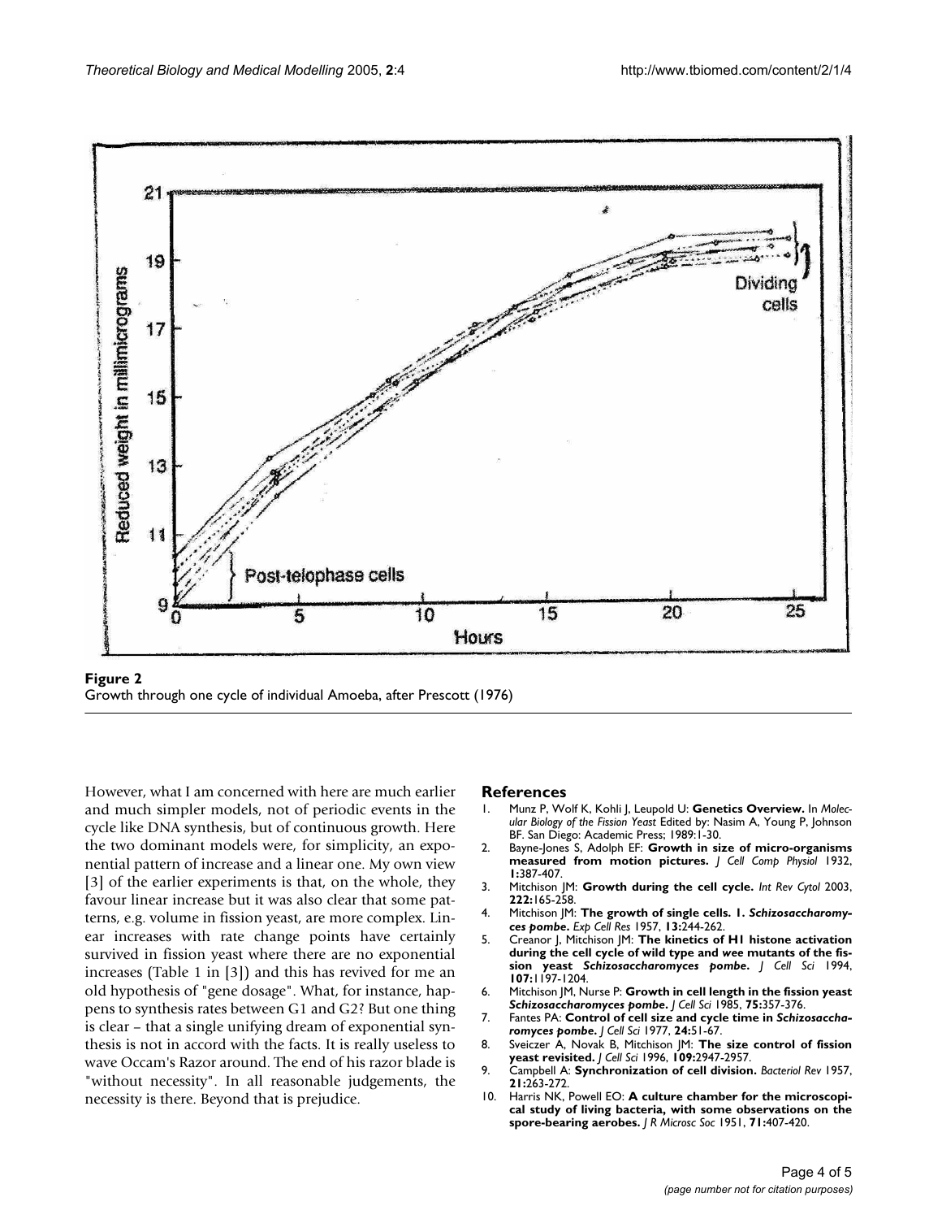**Figure 2**
Growth through one cycle of individual Amoeba, after Prescott (1976)

However, what I am concerned with here are much earlier and much simpler models, not of periodic events in the cycle like DNA synthesis, but of continuous growth. Here the two dominant models were, for simplicity, an exponential pattern of increase and a linear one. My own view [3] of the earlier experiments is that, on the whole, they favour linear increase but it was also clear that some patterns, e.g. volume in fission yeast, are more complex. Linear increases with rate change points have certainly survived in fission yeast where there are no exponential increases (Table 1 in [3]) and this has revived for me an old hypothesis of "gene dosage". What, for instance, happens to synthesis rates between G1 and G2? But one thing is clear – that a single unifying dream of exponential synthesis is not in accord with the facts. It is really useless to wave Occam's Razor around. The end of his razor blade is "without necessity". In all reasonable judgements, the necessity is there. Beyond that is prejudice.

## References

1. Munz P, Wolf K, Kohli J, Leupold U: **Genetics Overview.** In *Molecular Biology of the Fission Yeast* Edited by: Nasim A, Young P, Johnson BF. San Diego: Academic Press; 1989:1-30.
2. Bayne-Jones S, Adolph EF: **Growth in size of micro-organisms measured from motion pictures.** *J Cell Comp Physiol* 1932, **1:**387-407.
3. Mitchison JM: **Growth during the cell cycle.** *Int Rev Cytol* 2003, **222:**165-258.
4. Mitchison JM: **The growth of single cells. 1. *Schizosaccharomyces pombe*.** *Exp Cell Res* 1957, **13:**244-262.
5. Creanor J, Mitchison JM: **The kinetics of H1 histone activation during the cell cycle of wild type and *wee* mutants of the fission yeast *Schizosaccharomyces pombe*.** *J Cell Sci* 1994, **107:**1197-1204.
6. Mitchison JM, Nurse P: **Growth in cell length in the fission yeast *Schizosaccharomyces pombe*.** *J Cell Sci* 1985, **75:**357-376.
7. Fantes PA: **Control of cell size and cycle time in *Schizosaccharomyces pombe*.** *J Cell Sci* 1977, **24:**51-67.
8. Sveiczer A, Novak B, Mitchison JM: **The size control of fission yeast revisited.** *J Cell Sci* 1996, **109:**2947-2957.
9. Campbell A: **Synchronization of cell division.** *Bacteriol Rev* 1957, **21:**263-272.
10. Harris NK, Powell EO: **A culture chamber for the microscopical study of living bacteria, with some observations on the spore-bearing aerobes.** *J R Microsc Soc* 1951, **71:**407-420.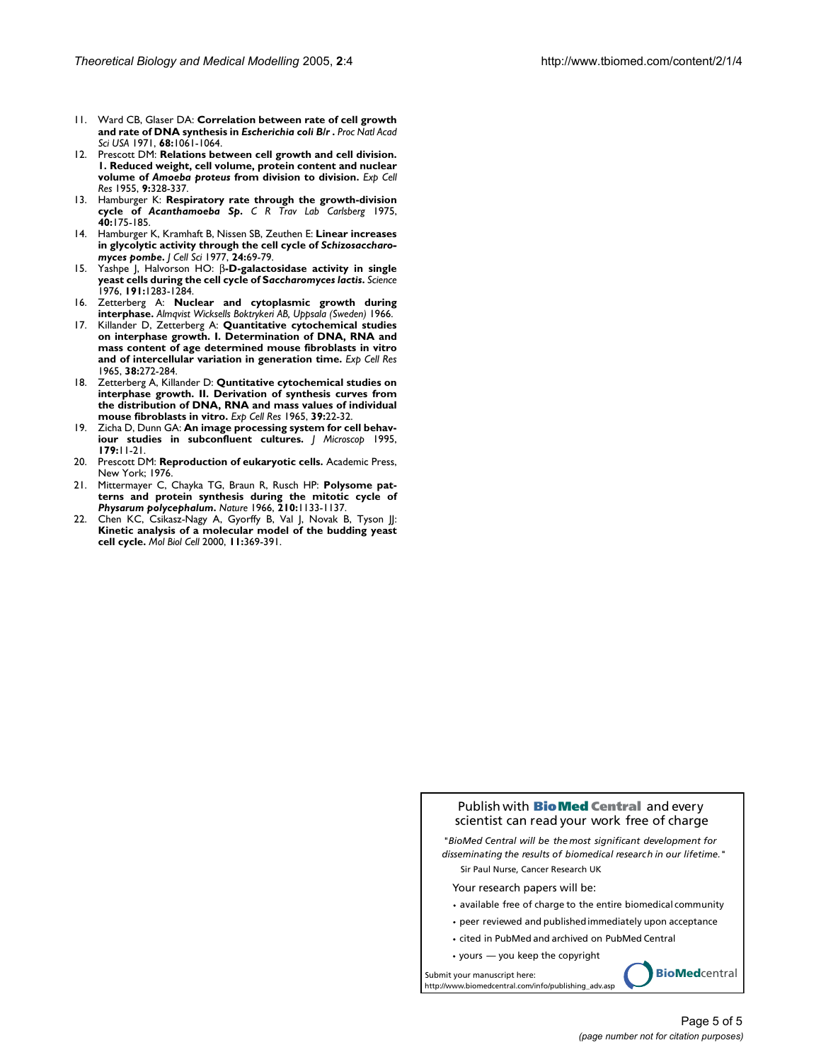11. Ward CB, Glaser DA: **Correlation between rate of cell growth and rate of DNA synthesis in *Escherichia coli B/r*.** *Proc Natl Acad Sci USA* 1971, **68:**1061-1064.
12. Prescott DM: **Relations between cell growth and cell division. I. Reduced weight, cell volume, protein content and nuclear volume of *Amoeba proteus* from division to division.** *Exp Cell Res* 1955, **9:**328-337.
13. Hamburger K: **Respiratory rate through the growth-division cycle of *Acanthamoeba Sp*.** *C R Trav Lab Carlsberg* 1975, **40:**175-185.
14. Hamburger K, Kramhaft B, Nissen SB, Zeuthen E: **Linear increases in glycolytic activity through the cell cycle of *Schizosaccharomyces pombe*.** *J Cell Sci* 1977, **24:**69-79.
15. Yashpe J, Halvorson HO: **β-D-galactosidase activity in single yeast cells during the cell cycle of *Saccharomyces lactis*.** *Science* 1976, **191:**1283-1284.
16. Zetterberg A: **Nuclear and cytoplasmic growth during interphase.** *Almqvist Wicksells Boktrykeri AB, Uppsala (Sweden)* 1966.
17. Killander D, Zetterberg A: **Quantitative cytochemical studies on interphase growth. I. Determination of DNA, RNA and mass content of age determined mouse fibroblasts in vitro and of intercellular variation in generation time.** *Exp Cell Res* 1965, **38:**272-284.
18. Zetterberg A, Killander D: **Quntitative cytochemical studies on interphase growth. II. Derivation of synthesis curves from the distribution of DNA, RNA and mass values of individual mouse fibroblasts in vitro.** *Exp Cell Res* 1965, **39:**22-32.
19. Zicha D, Dunn GA: **An image processing system for cell behaviour studies in subconfluent cultures.** *J Microscop* 1995, **179:**11-21.
20. Prescott DM: **Reproduction of eukaryotic cells.** Academic Press, New York; 1976.
21. Mittermayer C, Chayka TG, Braun R, Rusch HP: **Polysome patterns and protein synthesis during the mitotic cycle of *Physarum polycephalum*.** *Nature* 1966, **210:**1133-1137.
22. Chen KC, Csikasz-Nagy A, Gyorffy B, Val J, Novak B, Tyson JJ: **Kinetic analysis of a molecular model of the budding yeast cell cycle.** *Mol Biol Cell* 2000, **11:**369-391.

Publish with **BioMed Central** and every scientist can read your work free of charge

*"BioMed Central will be the most significant development for disseminating the results of biomedical research in our lifetime."*

Sir Paul Nurse, Cancer Research UK

Your research papers will be:

- available free of charge to the entire biomedical community
- peer reviewed and published immediately upon acceptance
- cited in PubMed and archived on PubMed Central
- yours — you keep the copyright

Submit your manuscript here:
http://www.biomedcentral.com/info/publishing_adv.asp

BioMedcentral